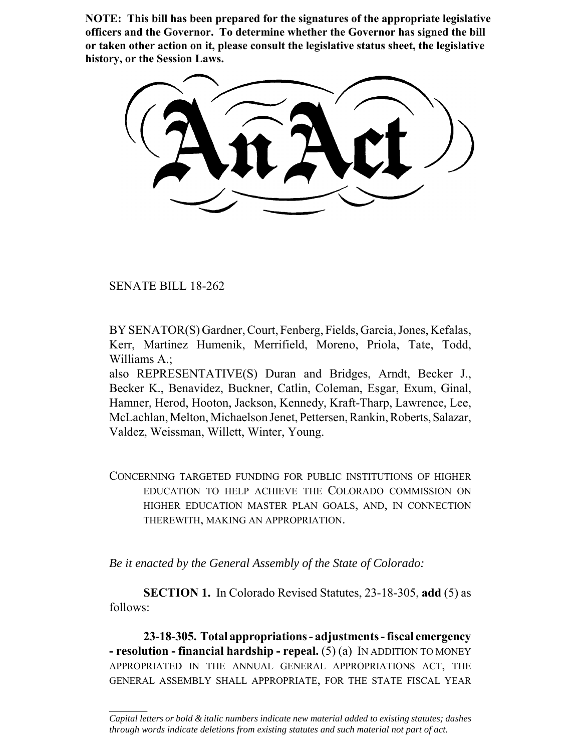**NOTE: This bill has been prepared for the signatures of the appropriate legislative officers and the Governor. To determine whether the Governor has signed the bill or taken other action on it, please consult the legislative status sheet, the legislative history, or the Session Laws.**

# An Act

SENATE BILL 18-262

BY SENATOR(S) Gardner, Court, Fenberg, Fields, Garcia, Jones, Kefalas, Kerr, Martinez Humenik, Merrifield, Moreno, Priola, Tate, Todd, Williams A.;
also REPRESENTATIVE(S) Duran and Bridges, Arndt, Becker J., Becker K., Benavidez, Buckner, Catlin, Coleman, Esgar, Exum, Ginal, Hamner, Herod, Hooton, Jackson, Kennedy, Kraft-Tharp, Lawrence, Lee, McLachlan, Melton, Michaelson Jenet, Pettersen, Rankin, Roberts, Salazar, Valdez, Weissman, Willett, Winter, Young.

CONCERNING TARGETED FUNDING FOR PUBLIC INSTITUTIONS OF HIGHER EDUCATION TO HELP ACHIEVE THE COLORADO COMMISSION ON HIGHER EDUCATION MASTER PLAN GOALS, AND, IN CONNECTION THEREWITH, MAKING AN APPROPRIATION.

*Be it enacted by the General Assembly of the State of Colorado:*

**SECTION 1.** In Colorado Revised Statutes, 23-18-305, **add** (5) as follows:

**23-18-305. Total appropriations - adjustments - fiscal emergency - resolution - financial hardship - repeal.** (5) (a) IN ADDITION TO MONEY APPROPRIATED IN THE ANNUAL GENERAL APPROPRIATIONS ACT, THE GENERAL ASSEMBLY SHALL APPROPRIATE, FOR THE STATE FISCAL YEAR

*Capital letters or bold & italic numbers indicate new material added to existing statutes; dashes through words indicate deletions from existing statutes and such material not part of act.*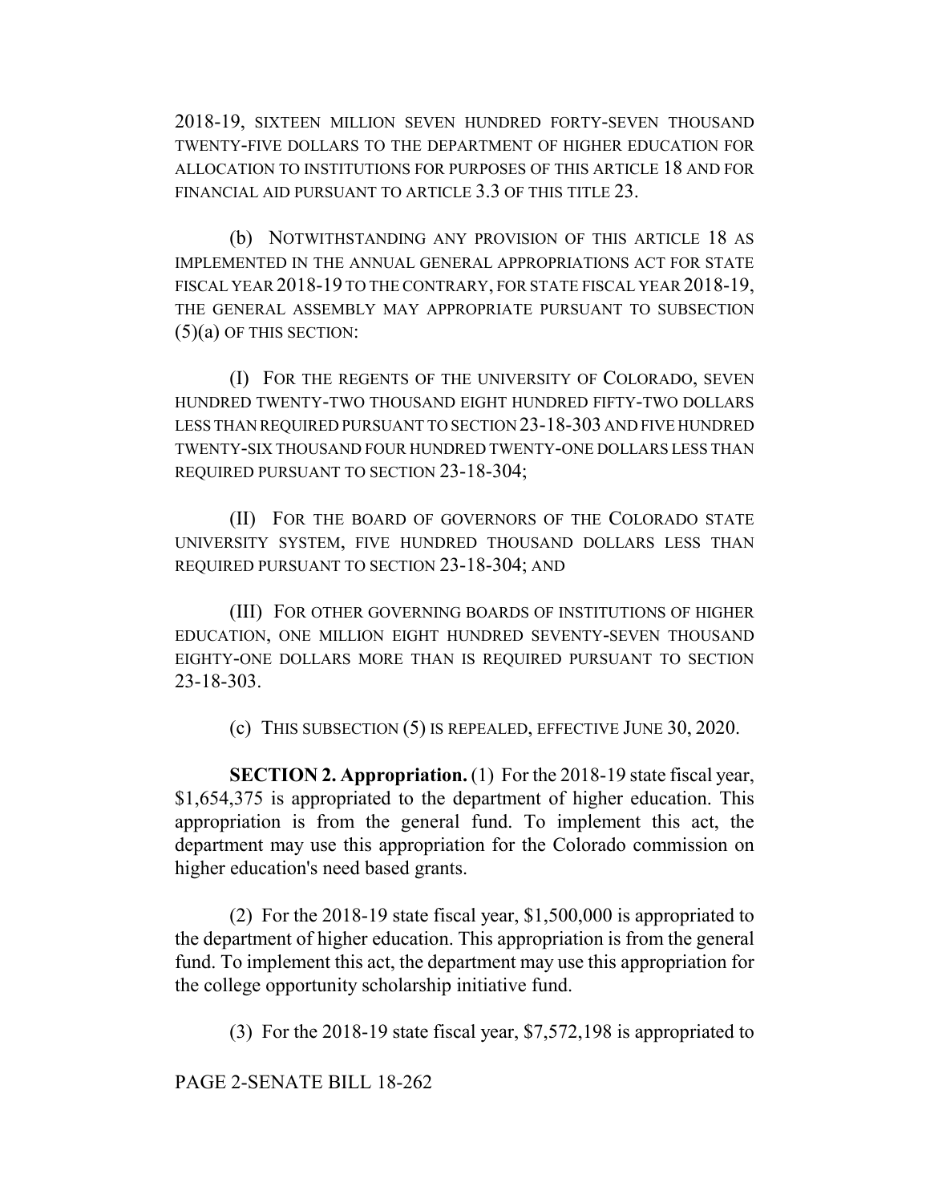2018-19, SIXTEEN MILLION SEVEN HUNDRED FORTY-SEVEN THOUSAND TWENTY-FIVE DOLLARS TO THE DEPARTMENT OF HIGHER EDUCATION FOR ALLOCATION TO INSTITUTIONS FOR PURPOSES OF THIS ARTICLE 18 AND FOR FINANCIAL AID PURSUANT TO ARTICLE 3.3 OF THIS TITLE 23.

(b) NOTWITHSTANDING ANY PROVISION OF THIS ARTICLE 18 AS IMPLEMENTED IN THE ANNUAL GENERAL APPROPRIATIONS ACT FOR STATE FISCAL YEAR 2018-19 TO THE CONTRARY, FOR STATE FISCAL YEAR 2018-19, THE GENERAL ASSEMBLY MAY APPROPRIATE PURSUANT TO SUBSECTION (5)(a) OF THIS SECTION:

(I) FOR THE REGENTS OF THE UNIVERSITY OF COLORADO, SEVEN HUNDRED TWENTY-TWO THOUSAND EIGHT HUNDRED FIFTY-TWO DOLLARS LESS THAN REQUIRED PURSUANT TO SECTION 23-18-303 AND FIVE HUNDRED TWENTY-SIX THOUSAND FOUR HUNDRED TWENTY-ONE DOLLARS LESS THAN REQUIRED PURSUANT TO SECTION 23-18-304;

(II) FOR THE BOARD OF GOVERNORS OF THE COLORADO STATE UNIVERSITY SYSTEM, FIVE HUNDRED THOUSAND DOLLARS LESS THAN REQUIRED PURSUANT TO SECTION 23-18-304; AND

(III) FOR OTHER GOVERNING BOARDS OF INSTITUTIONS OF HIGHER EDUCATION, ONE MILLION EIGHT HUNDRED SEVENTY-SEVEN THOUSAND EIGHTY-ONE DOLLARS MORE THAN IS REQUIRED PURSUANT TO SECTION 23-18-303.

(c) THIS SUBSECTION (5) IS REPEALED, EFFECTIVE JUNE 30, 2020.

**SECTION 2. Appropriation.** (1) For the 2018-19 state fiscal year, $1,654,375 is appropriated to the department of higher education. This appropriation is from the general fund. To implement this act, the department may use this appropriation for the Colorado commission on higher education's need based grants.

(2) For the 2018-19 state fiscal year, $1,500,000 is appropriated to the department of higher education. This appropriation is from the general fund. To implement this act, the department may use this appropriation for the college opportunity scholarship initiative fund.

(3) For the 2018-19 state fiscal year, $7,572,198 is appropriated to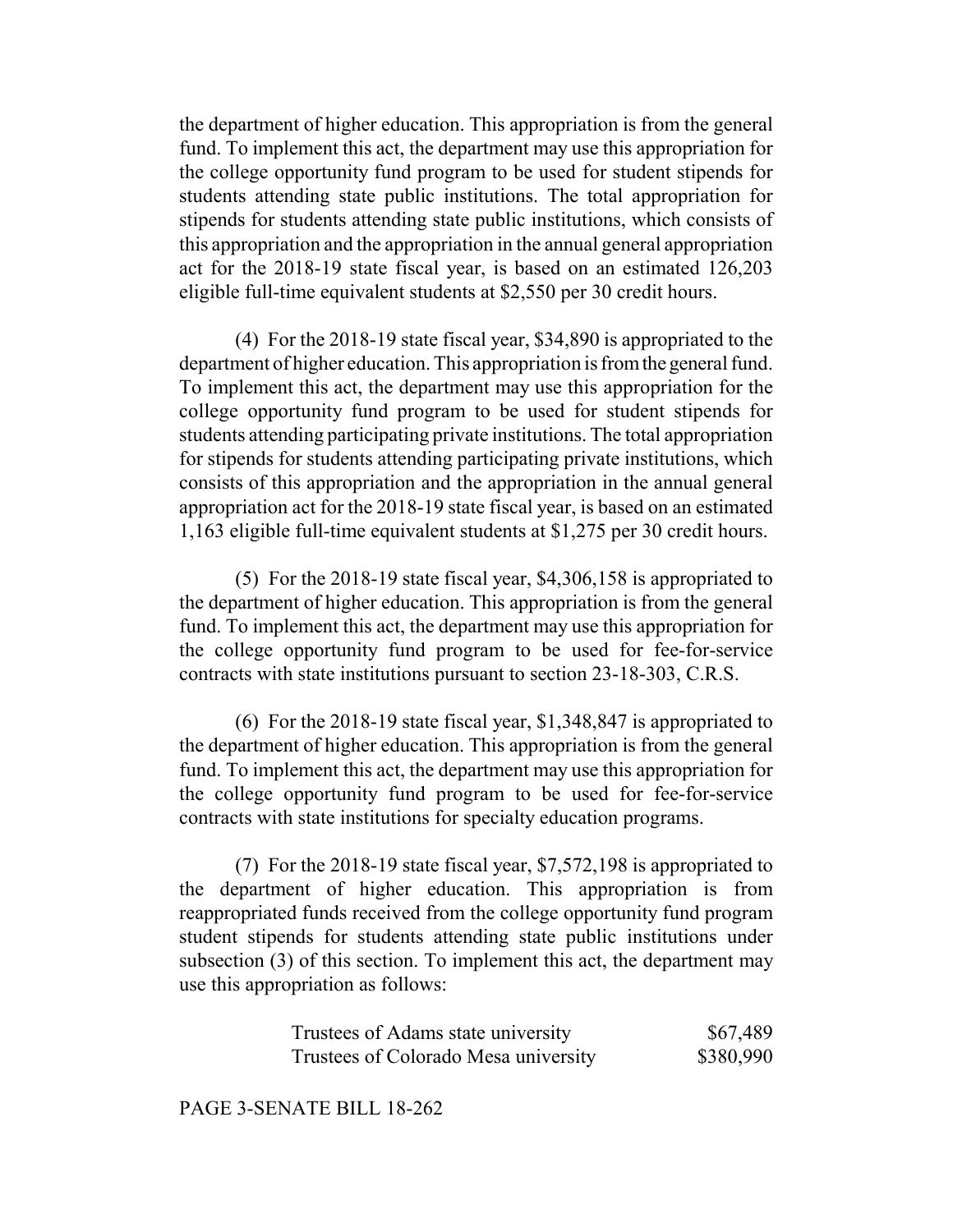the department of higher education. This appropriation is from the general fund. To implement this act, the department may use this appropriation for the college opportunity fund program to be used for student stipends for students attending state public institutions. The total appropriation for stipends for students attending state public institutions, which consists of this appropriation and the appropriation in the annual general appropriation act for the 2018-19 state fiscal year, is based on an estimated 126,203 eligible full-time equivalent students at $2,550 per 30 credit hours.

(4) For the 2018-19 state fiscal year, $34,890 is appropriated to the department of higher education. This appropriation is from the general fund. To implement this act, the department may use this appropriation for the college opportunity fund program to be used for student stipends for students attending participating private institutions. The total appropriation for stipends for students attending participating private institutions, which consists of this appropriation and the appropriation in the annual general appropriation act for the 2018-19 state fiscal year, is based on an estimated 1,163 eligible full-time equivalent students at $1,275 per 30 credit hours.

(5) For the 2018-19 state fiscal year, $4,306,158 is appropriated to the department of higher education. This appropriation is from the general fund. To implement this act, the department may use this appropriation for the college opportunity fund program to be used for fee-for-service contracts with state institutions pursuant to section 23-18-303, C.R.S.

(6) For the 2018-19 state fiscal year, $1,348,847 is appropriated to the department of higher education. This appropriation is from the general fund. To implement this act, the department may use this appropriation for the college opportunity fund program to be used for fee-for-service contracts with state institutions for specialty education programs.

(7) For the 2018-19 state fiscal year, $7,572,198 is appropriated to the department of higher education. This appropriation is from reappropriated funds received from the college opportunity fund program student stipends for students attending state public institutions under subsection (3) of this section. To implement this act, the department may use this appropriation as follows:

| | |
|---|---|
| Trustees of Adams state university | $67,489 |
| Trustees of Colorado Mesa university | $380,990 |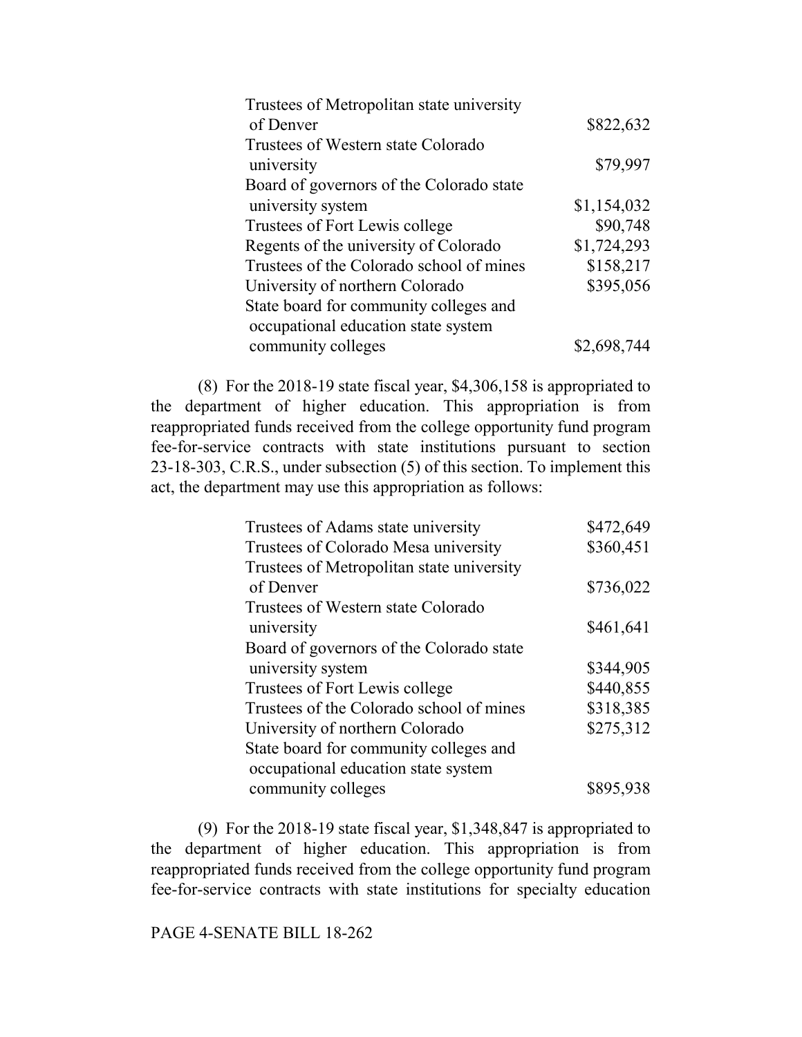| | |
|---|---|
| Trustees of Metropolitan state university of Denver | \$822,632 |
| Trustees of Western state Colorado university | \$79,997 |
| Board of governors of the Colorado state university system | \$1,154,032 |
| Trustees of Fort Lewis college | \$90,748 |
| Regents of the university of Colorado | \$1,724,293 |
| Trustees of the Colorado school of mines | \$158,217 |
| University of northern Colorado | \$395,056 |
| State board for community colleges and occupational education state system community colleges | \$2,698,744 |

(8) For the 2018-19 state fiscal year, \$4,306,158 is appropriated to the department of higher education. This appropriation is from reappropriated funds received from the college opportunity fund program fee-for-service contracts with state institutions pursuant to section 23-18-303, C.R.S., under subsection (5) of this section. To implement this act, the department may use this appropriation as follows:

| | |
|---|---|
| Trustees of Adams state university | \$472,649 |
| Trustees of Colorado Mesa university | \$360,451 |
| Trustees of Metropolitan state university of Denver | \$736,022 |
| Trustees of Western state Colorado university | \$461,641 |
| Board of governors of the Colorado state university system | \$344,905 |
| Trustees of Fort Lewis college | \$440,855 |
| Trustees of the Colorado school of mines | \$318,385 |
| University of northern Colorado | \$275,312 |
| State board for community colleges and occupational education state system community colleges | \$895,938 |

(9) For the 2018-19 state fiscal year, \$1,348,847 is appropriated to the department of higher education. This appropriation is from reappropriated funds received from the college opportunity fund program fee-for-service contracts with state institutions for specialty education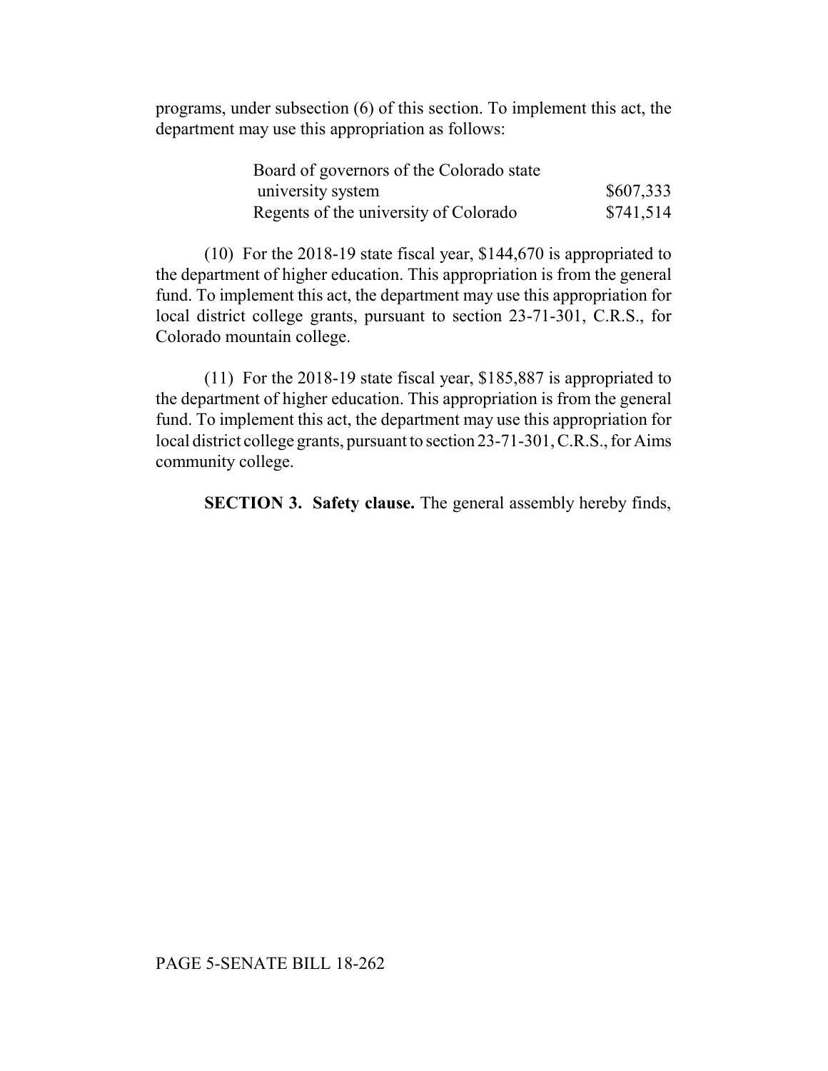programs, under subsection (6) of this section. To implement this act, the department may use this appropriation as follows:

| | |
|---|---|
| Board of governors of the Colorado state university system | $607,333 |
| Regents of the university of Colorado | $741,514 |

(10) For the 2018-19 state fiscal year, $144,670 is appropriated to the department of higher education. This appropriation is from the general fund. To implement this act, the department may use this appropriation for local district college grants, pursuant to section 23-71-301, C.R.S., for Colorado mountain college.

(11) For the 2018-19 state fiscal year, $185,887 is appropriated to the department of higher education. This appropriation is from the general fund. To implement this act, the department may use this appropriation for local district college grants, pursuant to section 23-71-301, C.R.S., for Aims community college.

**SECTION 3. Safety clause.** The general assembly hereby finds,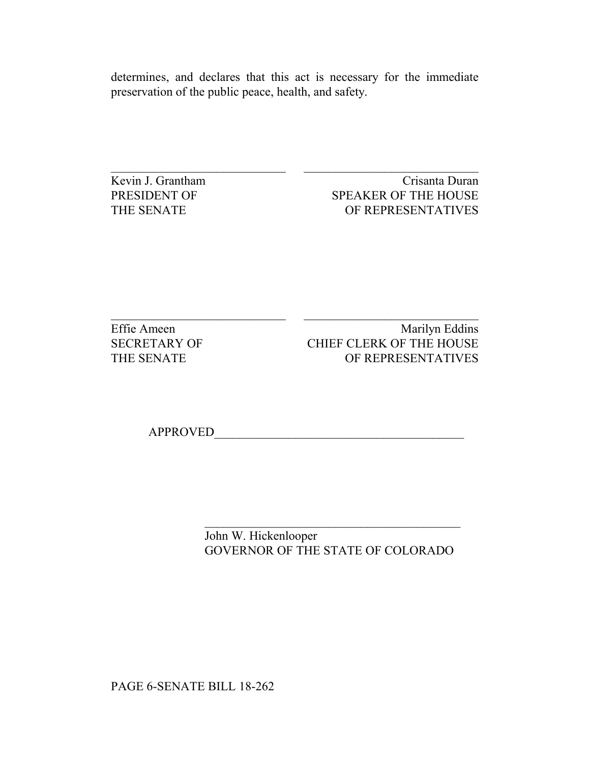determines, and declares that this act is necessary for the immediate preservation of the public peace, health, and safety.

| | |
|---|---|
| ____________________________ | ____________________________ |
| Kevin J. Grantham | Crisanta Duran |
| PRESIDENT OF THE SENATE | SPEAKER OF THE HOUSE OF REPRESENTATIVES |

| | |
|---|---|
| ____________________________ | ____________________________ |
| Effie Ameen | Marilyn Eddins |
| SECRETARY OF THE SENATE | CHIEF CLERK OF THE HOUSE OF REPRESENTATIVES |

APPROVED________________________________________

____________________________________________

John W. Hickenlooper
GOVERNOR OF THE STATE OF COLORADO

PAGE 6-SENATE BILL 18-262